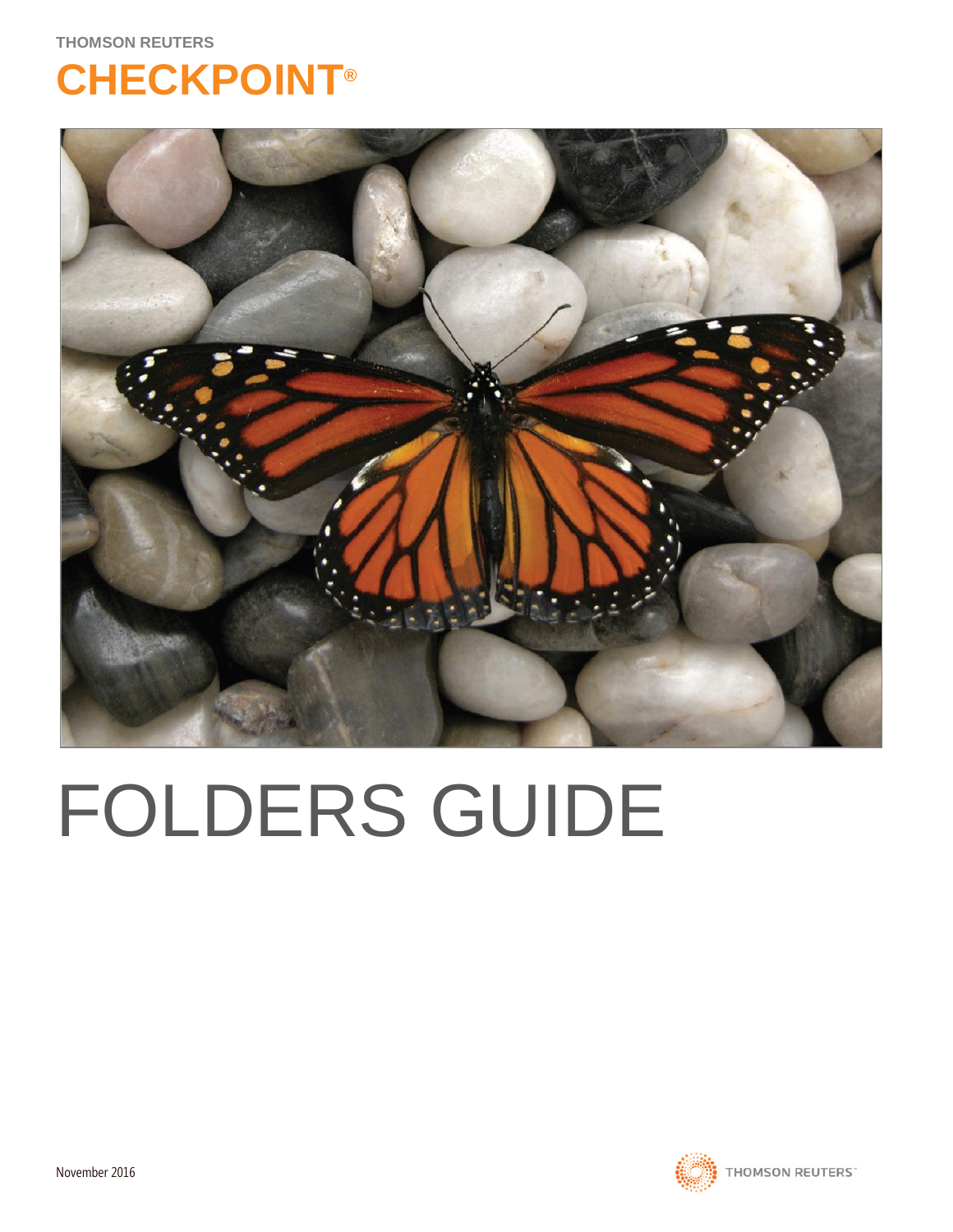THOMSON REUTERS

# CHECKPOINT®

# FOLDERS GUIDE

November 2016

THOMSON REUTERS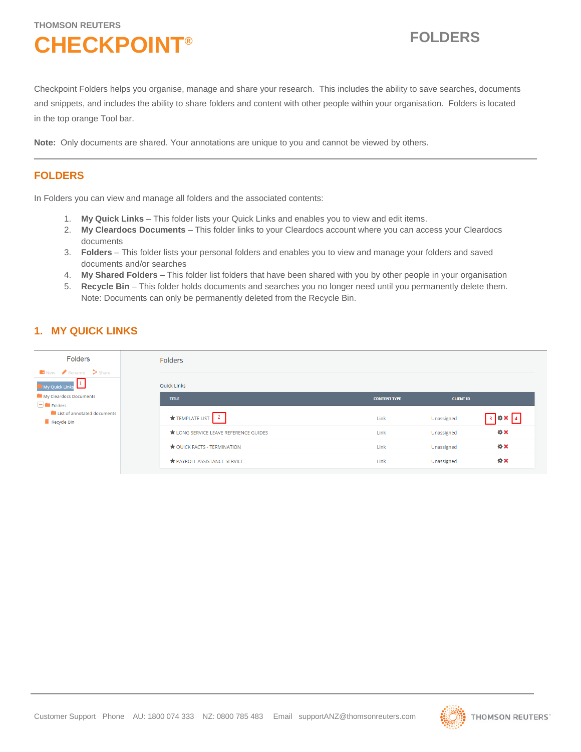THOMSON REUTERS

# CHECKPOINT®

# FOLDERS

Checkpoint Folders helps you organise, manage and share your research. This includes the ability to save searches, documents and snippets, and includes the ability to share folders and content with other people within your organisation. Folders is located in the top orange Tool bar.

**Note:** Only documents are shared. Your annotations are unique to you and cannot be viewed by others.

## FOLDERS

In Folders you can view and manage all folders and the associated contents:

1. **My Quick Links** – This folder lists your Quick Links and enables you to view and edit items.
2. **My Cleardocs Documents** – This folder links to your Cleardocs account where you can access your Cleardocs documents
3. **Folders** – This folder lists your personal folders and enables you to view and manage your folders and saved documents and/or searches
4. **My Shared Folders** – This folder list folders that have been shared with you by other people in your organisation
5. **Recycle Bin** – This folder holds documents and searches you no longer need until you permanently delete them. Note: Documents can only be permanently deleted from the Recycle Bin.

## 1. MY QUICK LINKS

Folders

New Rename Share

- My Quick Links 1
- My Cleardocs Documents
- Folders
  - List of annotated documents
- Recycle Bin

Folders

Quick Links

| TITLE | CONTENT TYPE | CLIENT ID | |
|---|---|---|---|
| ★ TEMPLATE LIST 2 | Link | Unassigned | 3 ⚙ ✖ 4 |
| ★ LONG SERVICE LEAVE REFERENCE GUIDES | Link | Unassigned | ⚙ ✖ |
| ★ QUICK FACTS - TERMINATION | Link | Unassigned | ⚙ ✖ |
| ★ PAYROLL ASSISTANCE SERVICE | Link | Unassigned | ⚙ ✖ |

Customer Support Phone AU: 1800 074 333 NZ: 0800 785 483 Email supportANZ@thomsonreuters.com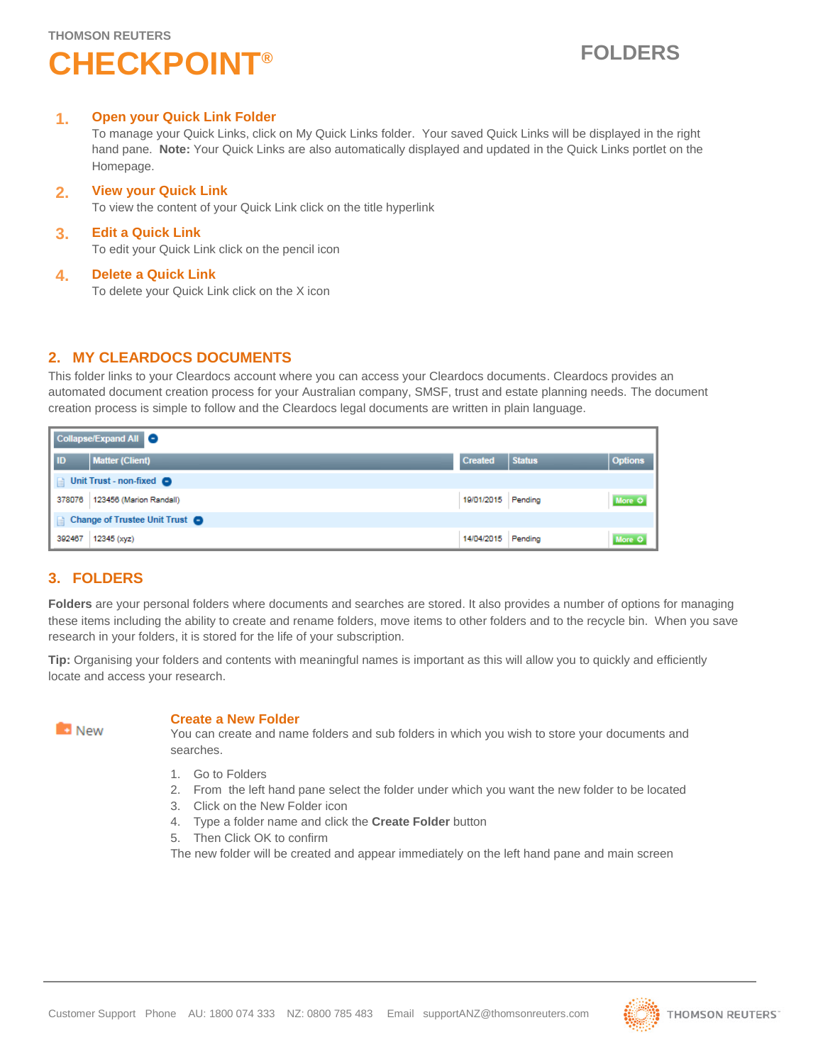# FOLDERS

1. **Open your Quick Link Folder**
   To manage your Quick Links, click on My Quick Links folder. Your saved Quick Links will be displayed in the right hand pane. **Note:** Your Quick Links are also automatically displayed and updated in the Quick Links portlet on the Homepage.

2. **View your Quick Link**
   To view the content of your Quick Link click on the title hyperlink

3. **Edit a Quick Link**
   To edit your Quick Link click on the pencil icon

4. **Delete a Quick Link**
   To delete your Quick Link click on the X icon

## 2. MY CLEARDOCS DOCUMENTS

This folder links to your Cleardocs account where you can access your Cleardocs documents. Cleardocs provides an automated document creation process for your Australian company, SMSF, trust and estate planning needs. The document creation process is simple to follow and the Cleardocs legal documents are written in plain language.

Collapse/Expand All

| ID | Matter (Client) | Created | Status | Options |
|---|---|---|---|---|
| Unit Trust - non-fixed | | | | |
| 378076 | 123456 (Marion Randall) | 19/01/2015 | Pending | More |
| Change of Trustee Unit Trust | | | | |
| 392467 | 12345 (xyz) | 14/04/2015 | Pending | More |

## 3. FOLDERS

**Folders** are your personal folders where documents and searches are stored. It also provides a number of options for managing these items including the ability to create and rename folders, move items to other folders and to the recycle bin. When you save research in your folders, it is stored for the life of your subscription.

**Tip:** Organising your folders and contents with meaningful names is important as this will allow you to quickly and efficiently locate and access your research.

New

### Create a New Folder

You can create and name folders and sub folders in which you wish to store your documents and searches.

1. Go to Folders
2. From the left hand pane select the folder under which you want the new folder to be located
3. Click on the New Folder icon
4. Type a folder name and click the **Create Folder** button
5. Then Click OK to confirm

The new folder will be created and appear immediately on the left hand pane and main screen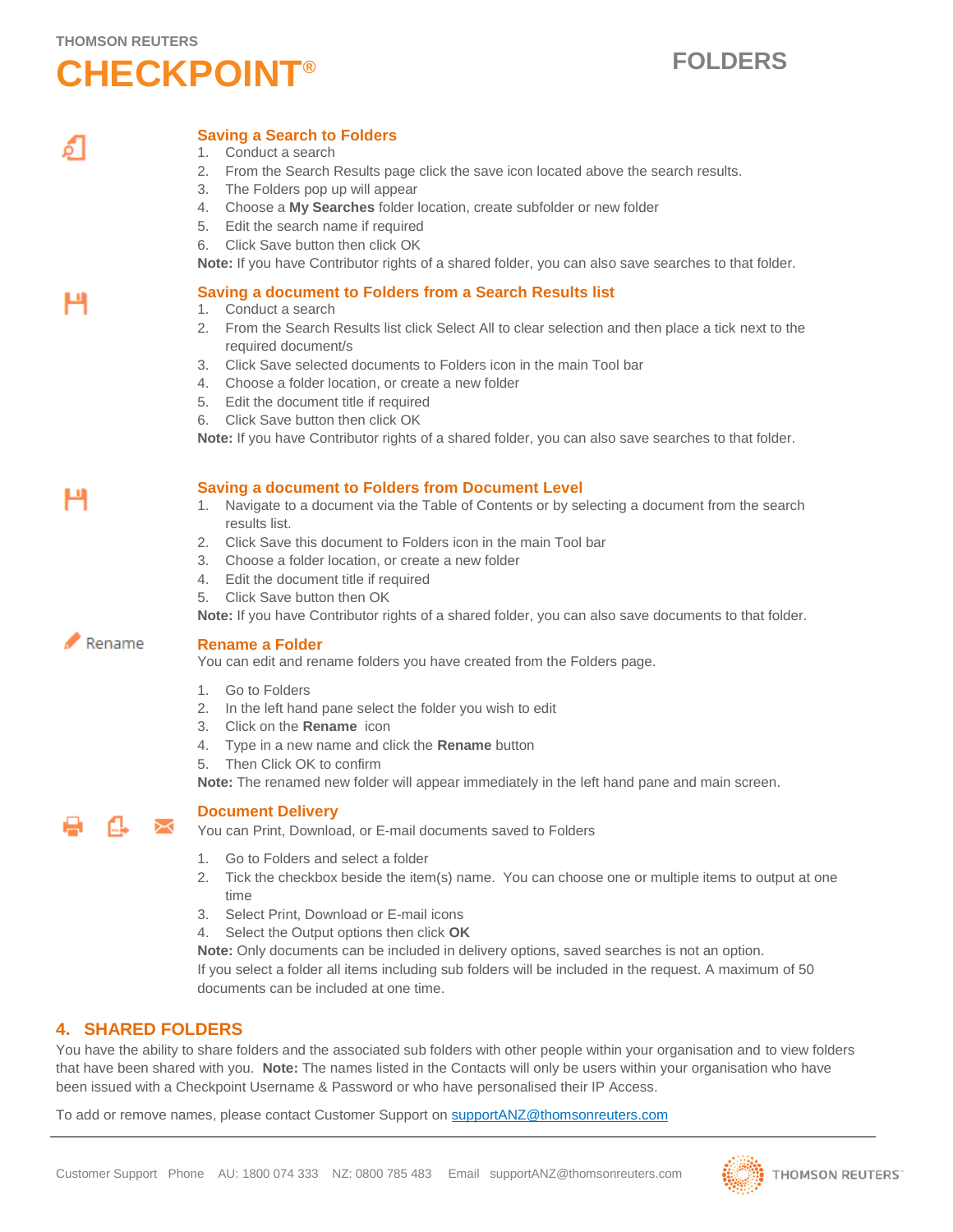### Saving a Search to Folders

1. Conduct a search
2. From the Search Results page click the save icon located above the search results.
3. The Folders pop up will appear
4. Choose a **My Searches** folder location, create subfolder or new folder
5. Edit the search name if required
6. Click Save button then click OK

**Note:** If you have Contributor rights of a shared folder, you can also save searches to that folder.

### Saving a document to Folders from a Search Results list

1. Conduct a search
2. From the Search Results list click Select All to clear selection and then place a tick next to the required document/s
3. Click Save selected documents to Folders icon in the main Tool bar
4. Choose a folder location, or create a new folder
5. Edit the document title if required
6. Click Save button then click OK

**Note:** If you have Contributor rights of a shared folder, you can also save searches to that folder.

### Saving a document to Folders from Document Level

1. Navigate to a document via the Table of Contents or by selecting a document from the search results list.
2. Click Save this document to Folders icon in the main Tool bar
3. Choose a folder location, or create a new folder
4. Edit the document title if required
5. Click Save button then OK

**Note:** If you have Contributor rights of a shared folder, you can also save documents to that folder.

### Rename a Folder

Rename

You can edit and rename folders you have created from the Folders page.

1. Go to Folders
2. In the left hand pane select the folder you wish to edit
3. Click on the **Rename** icon
4. Type in a new name and click the **Rename** button
5. Then Click OK to confirm

**Note:** The renamed new folder will appear immediately in the left hand pane and main screen.

### Document Delivery

You can Print, Download, or E-mail documents saved to Folders

1. Go to Folders and select a folder
2. Tick the checkbox beside the item(s) name. You can choose one or multiple items to output at one time
3. Select Print, Download or E-mail icons
4. Select the Output options then click **OK**

**Note:** Only documents can be included in delivery options, saved searches is not an option.
If you select a folder all items including sub folders will be included in the request. A maximum of 50 documents can be included at one time.

## 4. SHARED FOLDERS

You have the ability to share folders and the associated sub folders with other people within your organisation and to view folders that have been shared with you. **Note:** The names listed in the Contacts will only be users within your organisation who have been issued with a Checkpoint Username & Password or who have personalised their IP Access.

To add or remove names, please contact Customer Support on supportANZ@thomsonreuters.com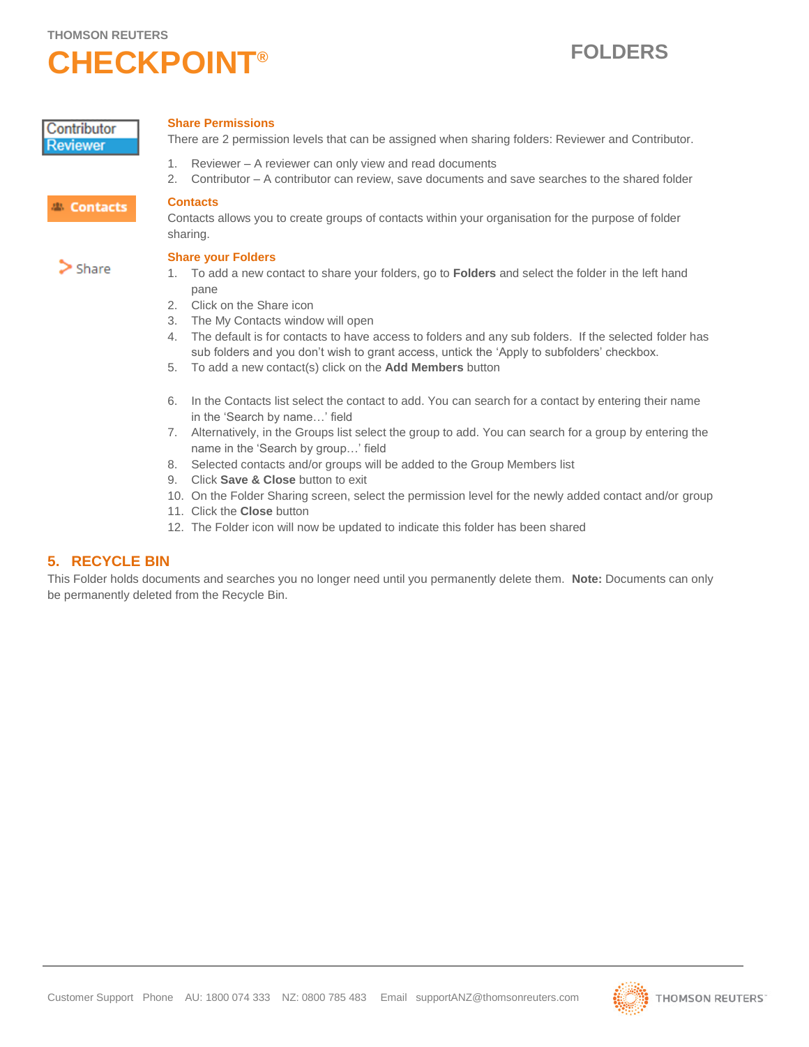### Share Permissions

There are 2 permission levels that can be assigned when sharing folders: Reviewer and Contributor.

1. Reviewer – A reviewer can only view and read documents
2. Contributor – A contributor can review, save documents and save searches to the shared folder

### Contacts

Contacts allows you to create groups of contacts within your organisation for the purpose of folder sharing.

### Share your Folders

1. To add a new contact to share your folders, go to **Folders** and select the folder in the left hand pane
2. Click on the Share icon
3. The My Contacts window will open
4. The default is for contacts to have access to folders and any sub folders. If the selected folder has sub folders and you don't wish to grant access, untick the 'Apply to subfolders' checkbox.
5. To add a new contact(s) click on the **Add Members** button
6. In the Contacts list select the contact to add. You can search for a contact by entering their name in the 'Search by name…' field
7. Alternatively, in the Groups list select the group to add. You can search for a group by entering the name in the 'Search by group…' field
8. Selected contacts and/or groups will be added to the Group Members list
9. Click **Save & Close** button to exit
10. On the Folder Sharing screen, select the permission level for the newly added contact and/or group
11. Click the **Close** button
12. The Folder icon will now be updated to indicate this folder has been shared

## 5. RECYCLE BIN

This Folder holds documents and searches you no longer need until you permanently delete them. **Note:** Documents can only be permanently deleted from the Recycle Bin.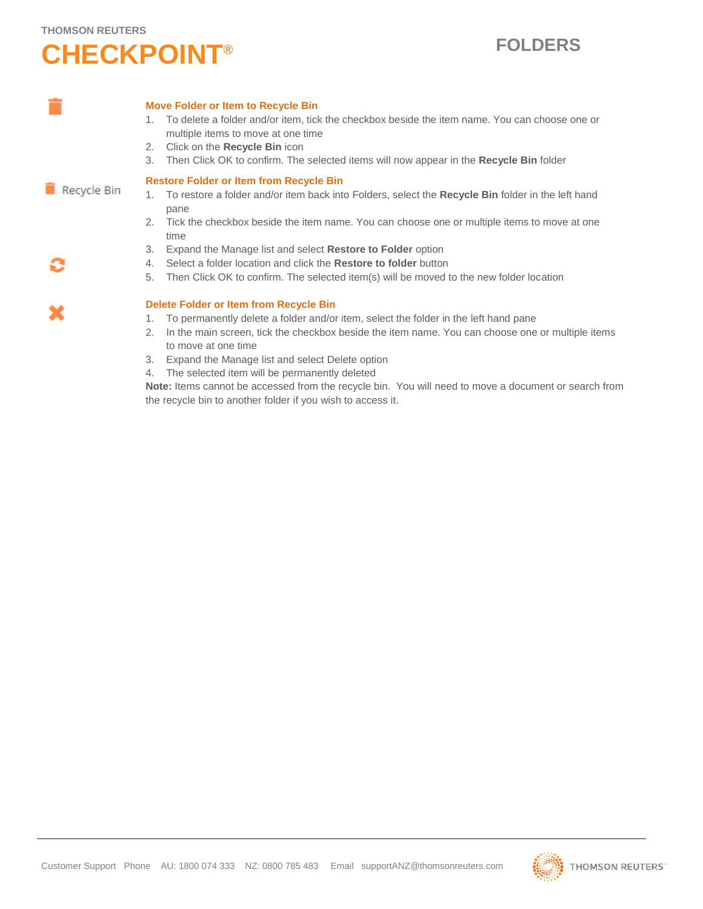## Move Folder or Item to Recycle Bin

1. To delete a folder and/or item, tick the checkbox beside the item name. You can choose one or multiple items to move at one time
2. Click on the **Recycle Bin** icon
3. Then Click OK to confirm. The selected items will now appear in the **Recycle Bin** folder

Recycle Bin

## Restore Folder or Item from Recycle Bin

1. To restore a folder and/or item back into Folders, select the **Recycle Bin** folder in the left hand pane
2. Tick the checkbox beside the item name. You can choose one or multiple items to move at one time
3. Expand the Manage list and select **Restore to Folder** option
4. Select a folder location and click the **Restore to folder** button
5. Then Click OK to confirm. The selected item(s) will be moved to the new folder location

## Delete Folder or Item from Recycle Bin

1. To permanently delete a folder and/or item, select the folder in the left hand pane
2. In the main screen, tick the checkbox beside the item name. You can choose one or multiple items to move at one time
3. Expand the Manage list and select Delete option
4. The selected item will be permanently deleted

**Note:** Items cannot be accessed from the recycle bin. You will need to move a document or search from the recycle bin to another folder if you wish to access it.

Customer Support Phone AU: 1800 074 333 NZ: 0800 785 483 Email supportANZ@thomsonreuters.com